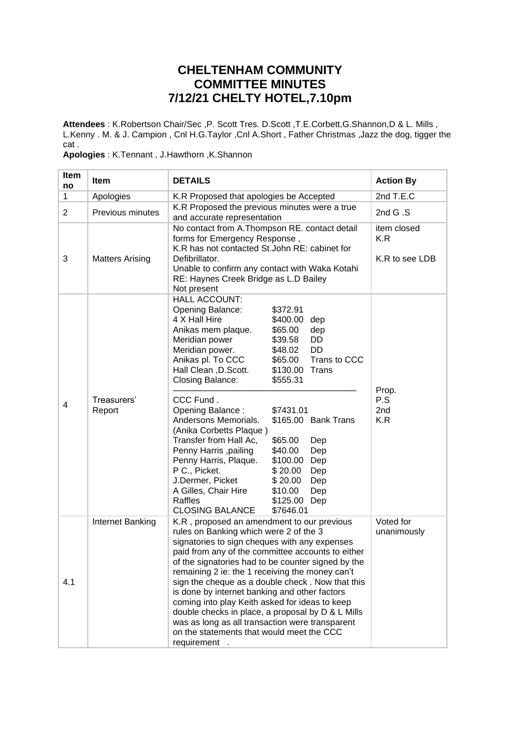# CHELTENHAM COMMUNITY COMMITTEE MINUTES 7/12/21 CHELTY HOTEL,7.10pm

**Attendees** : K.Robertson Chair/Sec ,P. Scott Tres. D.Scott ,T.E.Corbett,G.Shannon,D & L. Mills , L.Kenny . M. & J. Campion , Cnl H.G.Taylor ,Cnl A.Short , Father Christmas ,Jazz the dog, tigger the cat .

**Apologies** : K.Tennant , J.Hawthorn ,K.Shannon

| Item no | Item | DETAILS | Action By |
|---|---|---|---|
| 1 | Apologies | K.R Proposed that apologies be Accepted | 2nd T.E.C |
| 2 | Previous minutes | K.R Proposed the previous minutes were a true and accurate representation | 2nd G .S |
| 3 | Matters Arising | No contact from A.Thompson RE. contact detail forms for Emergency Response ,<br>K.R has not contacted St.John RE: cabinet for Defibrillator.<br>Unable to confirm any contact with Waka Kotahi RE: Haynes Creek Bridge as L.D Bailey Not present | item closed<br>K.R<br><br>K.R to see LDB |
| 4 | Treasurers' Report | HALL ACCOUNT:<br>Opening Balance: $372.91<br>4 X Hall Hire $400.00 dep<br>Anikas mem plaque. $65.00 dep<br>Meridian power $39.58 DD<br>Meridian power. $48.02 DD<br>Anikas pl. To CCC $65.00 Trans to CCC<br>Hall Clean ,D.Scott. $130.00 Trans<br>Closing Balance: $555.31<br>——————————————<br>CCC Fund .<br>Opening Balance : $7431.01<br>Andersons Memorials. $165.00 Bank Trans<br>(Anika Corbetts Plaque )<br>Transfer from Hall Ac, $65.00 Dep<br>Penny Harris ,pailing $40.00 Dep<br>Penny Harris, Plaque. $100.00 Dep<br>P C., Picket. $ 20.00 Dep<br>J.Dermer, Picket $ 20.00 Dep<br>A Gilles, Chair Hire $10.00 Dep<br>Raffles $125.00 Dep<br>CLOSING BALANCE $7646.01 | Prop.<br>P.S<br>2nd<br>K.R |
| 4.1 | Internet Banking | K.R , proposed an amendment to our previous rules on Banking which were 2 of the 3 signatories to sign cheques with any expenses paid from any of the committee accounts to either of the signatories had to be counter signed by the remaining 2 ie: the 1 receiving the money can't sign the cheque as a double check . Now that this is done by internet banking and other factors coming into play Keith asked for ideas to keep double checks in place, a proposal by D & L Mills was as long as all transaction were transparent on the statements that would meet the CCC requirement . | Voted for unanimously |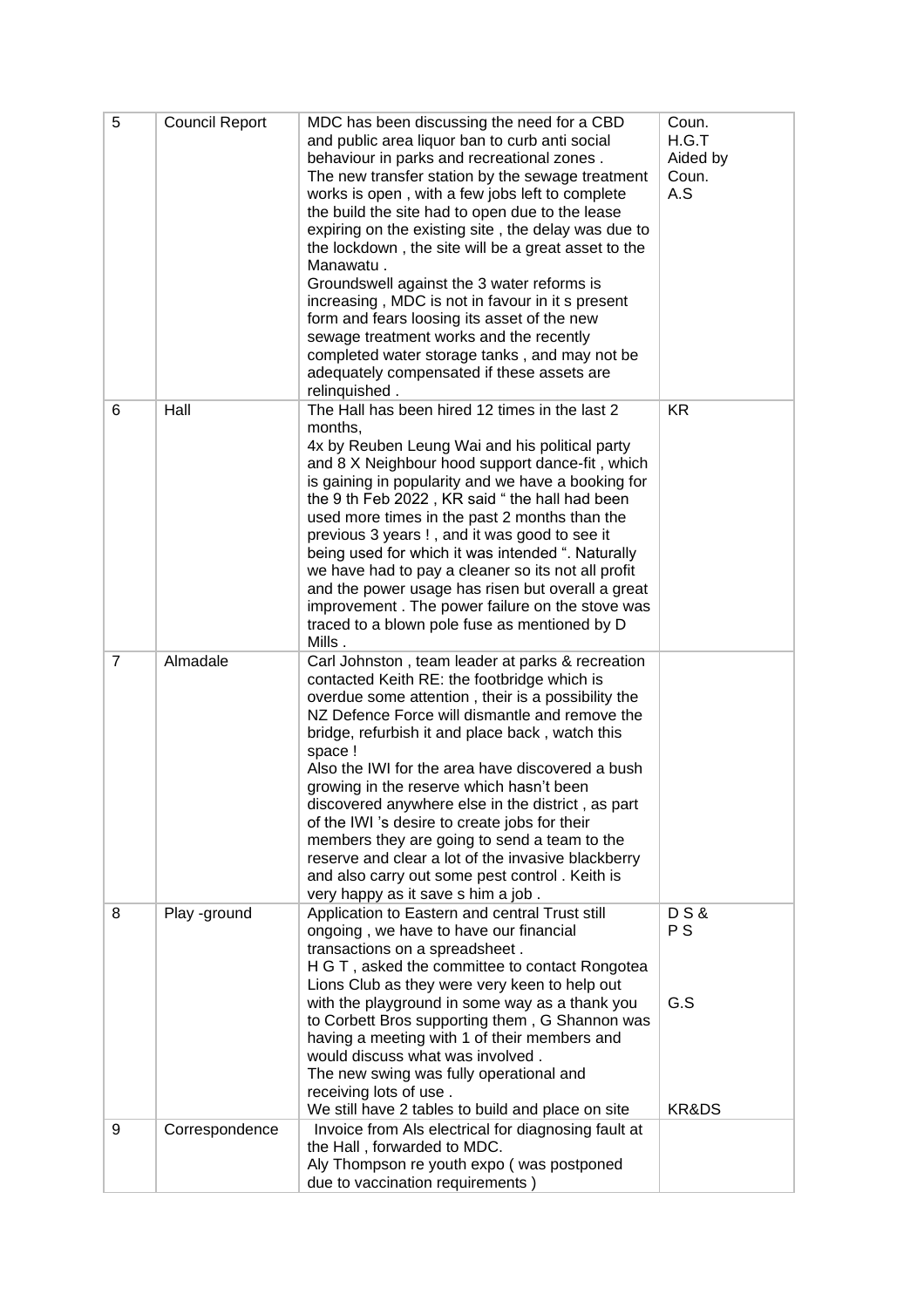| 5 | Council Report | MDC has been discussing the need for a CBD and public area liquor ban to curb anti social behaviour in parks and recreational zones .<br>The new transfer station by the sewage treatment works is open , with a few jobs left to complete the build the site had to open due to the lease expiring on the existing site , the delay was due to the lockdown , the site will be a great asset to the Manawatu .<br>Groundswell against the 3 water reforms is increasing , MDC is not in favour in it s present form and fears loosing its asset of the new sewage treatment works and the recently completed water storage tanks , and may not be adequately compensated if these assets are relinquished . | Coun. H.G.T Aided by Coun. A.S |
|---|---|---|---|
| 6 | Hall | The Hall has been hired 12 times in the last 2 months,<br>4x by Reuben Leung Wai and his political party and 8 X Neighbour hood support dance-fit , which is gaining in popularity and we have a booking for the 9 th Feb 2022 , KR said " the hall had been used more times in the past 2 months than the previous 3 years ! , and it was good to see it being used for which it was intended ". Naturally we have had to pay a cleaner so its not all profit and the power usage has risen but overall a great improvement . The power failure on the stove was traced to a blown pole fuse as mentioned by D Mills . | KR |
| 7 | Almadale | Carl Johnston , team leader at parks & recreation contacted Keith RE: the footbridge which is overdue some attention , their is a possibility the NZ Defence Force will dismantle and remove the bridge, refurbish it and place back , watch this space !<br>Also the IWI for the area have discovered a bush growing in the reserve which hasn't been discovered anywhere else in the district , as part of the IWI 's desire to create jobs for their members they are going to send a team to the reserve and clear a lot of the invasive blackberry and also carry out some pest control . Keith is very happy as it save s him a job . | |
| 8 | Play -ground | Application to Eastern and central Trust still ongoing , we have to have our financial transactions on a spreadsheet .<br>H G T , asked the committee to contact Rongotea Lions Club as they were very keen to help out with the playground in some way as a thank you to Corbett Bros supporting them , G Shannon was having a meeting with 1 of their members and would discuss what was involved .<br>The new swing was fully operational and receiving lots of use .<br>We still have 2 tables to build and place on site | D S & P S<br><br>G.S<br><br>KR&DS |
| 9 | Correspondence | Invoice from Als electrical for diagnosing fault at the Hall , forwarded to MDC.<br>Aly Thompson re youth expo ( was postponed due to vaccination requirements ) | |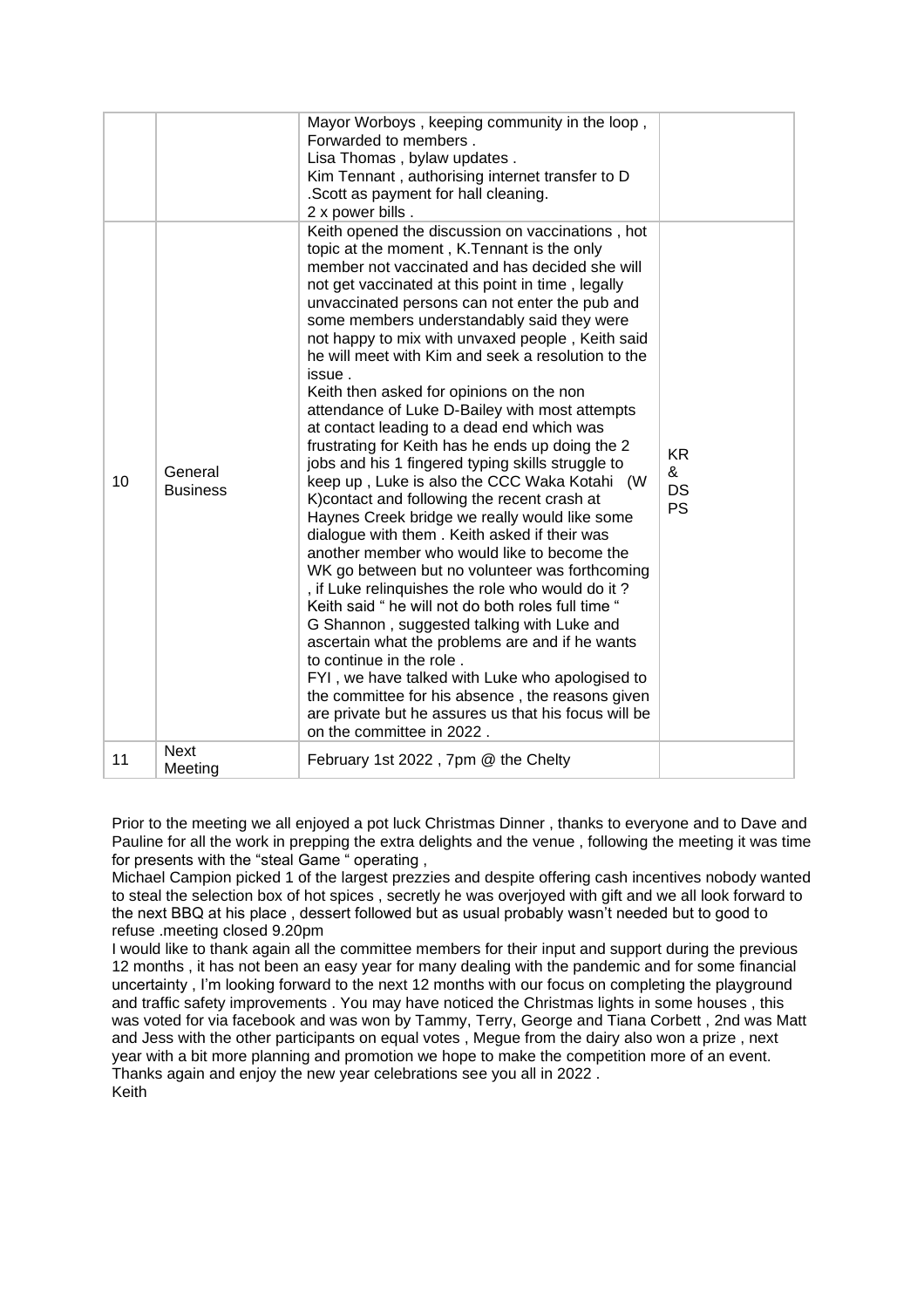| | | | |
|---|---|---|---|
| | | Mayor Worboys , keeping community in the loop , Forwarded to members .<br>Lisa Thomas , bylaw updates .<br>Kim Tennant , authorising internet transfer to D .Scott as payment for hall cleaning.<br>2 x power bills . | |
| 10 | General Business | Keith opened the discussion on vaccinations , hot topic at the moment , K.Tennant is the only member not vaccinated and has decided she will not get vaccinated at this point in time , legally unvaccinated persons can not enter the pub and some members understandably said they were not happy to mix with unvaxed people , Keith said he will meet with Kim and seek a resolution to the issue .<br>Keith then asked for opinions on the non attendance of Luke D-Bailey with most attempts at contact leading to a dead end which was frustrating for Keith has he ends up doing the 2 jobs and his 1 fingered typing skills struggle to keep up , Luke is also the CCC Waka Kotahi (W K)contact and following the recent crash at Haynes Creek bridge we really would like some dialogue with them . Keith asked if their was another member who would like to become the WK go between but no volunteer was forthcoming , if Luke relinquishes the role who would do it ? Keith said " he will not do both roles full time "<br>G Shannon , suggested talking with Luke and ascertain what the problems are and if he wants to continue in the role .<br>FYI , we have talked with Luke who apologised to the committee for his absence , the reasons given are private but he assures us that his focus will be on the committee in 2022 . | KR & DS PS |
| 11 | Next Meeting | February 1st 2022 , 7pm @ the Chelty | |

Prior to the meeting we all enjoyed a pot luck Christmas Dinner , thanks to everyone and to Dave and Pauline for all the work in prepping the extra delights and the venue , following the meeting it was time for presents with the "steal Game " operating ,
Michael Campion picked 1 of the largest prezzies and despite offering cash incentives nobody wanted to steal the selection box of hot spices , secretly he was overjoyed with gift and we all look forward to the next BBQ at his place , dessert followed but as usual probably wasn't needed but to good to refuse .meeting closed 9.20pm
I would like to thank again all the committee members for their input and support during the previous 12 months , it has not been an easy year for many dealing with the pandemic and for some financial uncertainty , I'm looking forward to the next 12 months with our focus on completing the playground and traffic safety improvements . You may have noticed the Christmas lights in some houses , this was voted for via facebook and was won by Tammy, Terry, George and Tiana Corbett , 2nd was Matt and Jess with the other participants on equal votes , Megue from the dairy also won a prize , next year with a bit more planning and promotion we hope to make the competition more of an event. Thanks again and enjoy the new year celebrations see you all in 2022 .
Keith